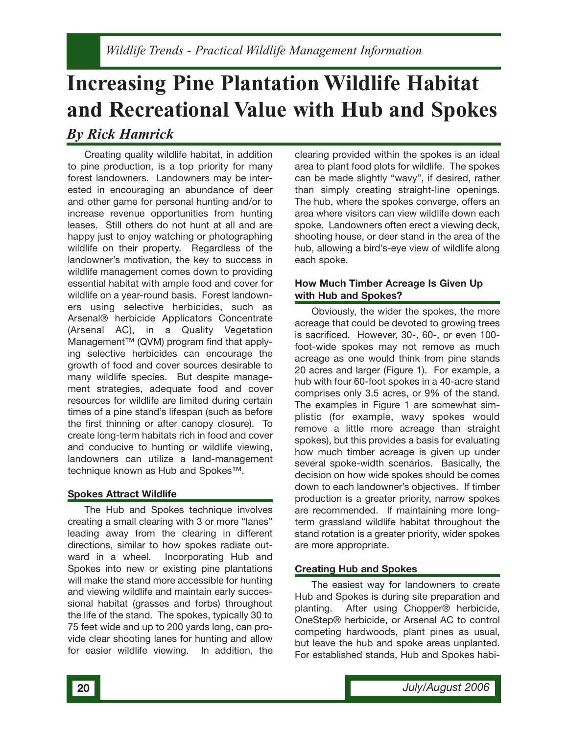# Increasing Pine Plantation Wildlife Habitat and Recreational Value with Hub and Spokes

## *By Rick Hamrick*

Creating quality wildlife habitat, in addition to pine production, is a top priority for many forest landowners. Landowners may be interested in encouraging an abundance of deer and other game for personal hunting and/or to increase revenue opportunities from hunting leases. Still others do not hunt at all and are happy just to enjoy watching or photographing wildlife on their property. Regardless of the landowner's motivation, the key to success in wildlife management comes down to providing essential habitat with ample food and cover for wildlife on a year-round basis. Forest landowners using selective herbicides, such as Arsenal® herbicide Applicators Concentrate (Arsenal AC), in a Quality Vegetation Management™ (QVM) program find that applying selective herbicides can encourage the growth of food and cover sources desirable to many wildlife species. But despite management strategies, adequate food and cover resources for wildlife are limited during certain times of a pine stand's lifespan (such as before the first thinning or after canopy closure). To create long-term habitats rich in food and cover and conducive to hunting or wildlife viewing, landowners can utilize a land-management technique known as Hub and Spokes™.

### Spokes Attract Wildlife

The Hub and Spokes technique involves creating a small clearing with 3 or more "lanes" leading away from the clearing in different directions, similar to how spokes radiate outward in a wheel. Incorporating Hub and Spokes into new or existing pine plantations will make the stand more accessible for hunting and viewing wildlife and maintain early successional habitat (grasses and forbs) throughout the life of the stand. The spokes, typically 30 to 75 feet wide and up to 200 yards long, can provide clear shooting lanes for hunting and allow for easier wildlife viewing. In addition, the clearing provided within the spokes is an ideal area to plant food plots for wildlife. The spokes can be made slightly "wavy", if desired, rather than simply creating straight-line openings. The hub, where the spokes converge, offers an area where visitors can view wildlife down each spoke. Landowners often erect a viewing deck, shooting house, or deer stand in the area of the hub, allowing a bird's-eye view of wildlife along each spoke.

### How Much Timber Acreage Is Given Up with Hub and Spokes?

Obviously, the wider the spokes, the more acreage that could be devoted to growing trees is sacrificed. However, 30-, 60-, or even 100-foot-wide spokes may not remove as much acreage as one would think from pine stands 20 acres and larger (Figure 1). For example, a hub with four 60-foot spokes in a 40-acre stand comprises only 3.5 acres, or 9% of the stand. The examples in Figure 1 are somewhat simplistic (for example, wavy spokes would remove a little more acreage than straight spokes), but this provides a basis for evaluating how much timber acreage is given up under several spoke-width scenarios. Basically, the decision on how wide spokes should be comes down to each landowner's objectives. If timber production is a greater priority, narrow spokes are recommended. If maintaining more long-term grassland wildlife habitat throughout the stand rotation is a greater priority, wider spokes are more appropriate.

### Creating Hub and Spokes

The easiest way for landowners to create Hub and Spokes is during site preparation and planting. After using Chopper® herbicide, OneStep® herbicide, or Arsenal AC to control competing hardwoods, plant pines as usual, but leave the hub and spoke areas unplanted. For established stands, Hub and Spokes habi-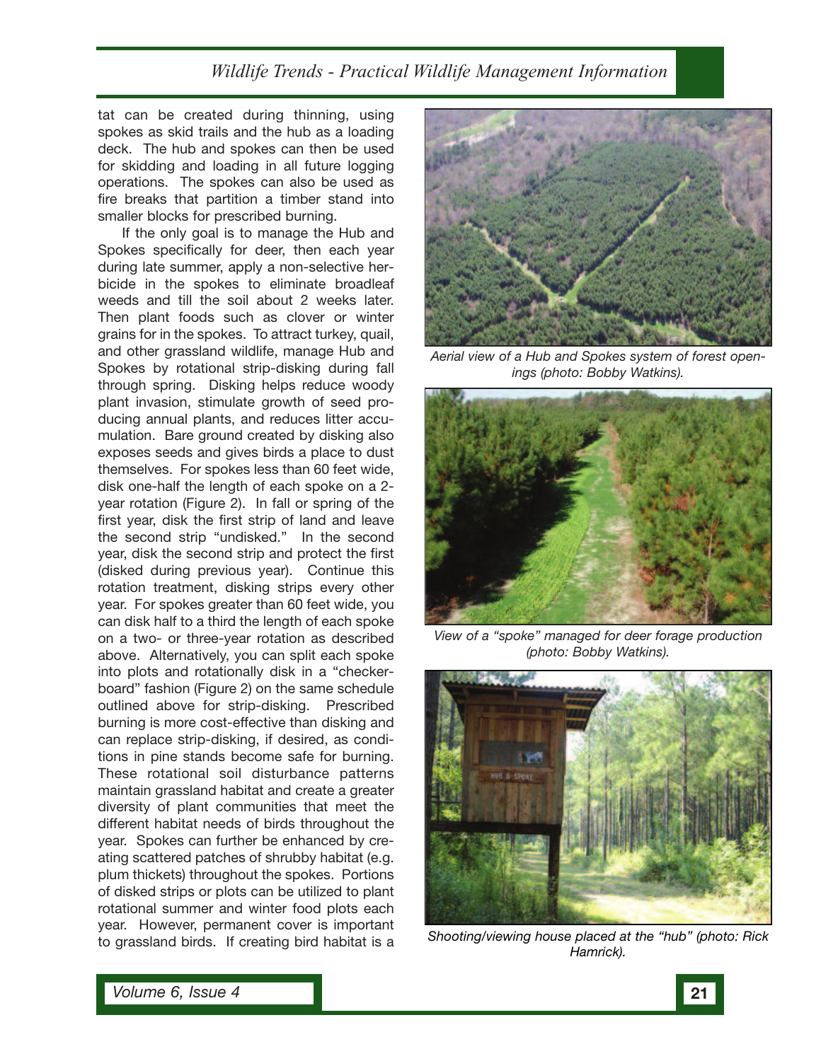tat can be created during thinning, using spokes as skid trails and the hub as a loading deck. The hub and spokes can then be used for skidding and loading in all future logging operations. The spokes can also be used as fire breaks that partition a timber stand into smaller blocks for prescribed burning.

If the only goal is to manage the Hub and Spokes specifically for deer, then each year during late summer, apply a non-selective herbicide in the spokes to eliminate broadleaf weeds and till the soil about 2 weeks later. Then plant foods such as clover or winter grains for in the spokes. To attract turkey, quail, and other grassland wildlife, manage Hub and Spokes by rotational strip-disking during fall through spring. Disking helps reduce woody plant invasion, stimulate growth of seed producing annual plants, and reduces litter accumulation. Bare ground created by disking also exposes seeds and gives birds a place to dust themselves. For spokes less than 60 feet wide, disk one-half the length of each spoke on a 2-year rotation (Figure 2). In fall or spring of the first year, disk the first strip of land and leave the second strip "undisked." In the second year, disk the second strip and protect the first (disked during previous year). Continue this rotation treatment, disking strips every other year. For spokes greater than 60 feet wide, you can disk half to a third the length of each spoke on a two- or three-year rotation as described above. Alternatively, you can split each spoke into plots and rotationally disk in a "checkerboard" fashion (Figure 2) on the same schedule outlined above for strip-disking. Prescribed burning is more cost-effective than disking and can replace strip-disking, if desired, as conditions in pine stands become safe for burning. These rotational soil disturbance patterns maintain grassland habitat and create a greater diversity of plant communities that meet the different habitat needs of birds throughout the year. Spokes can further be enhanced by creating scattered patches of shrubby habitat (e.g. plum thickets) throughout the spokes. Portions of disked strips or plots can be utilized to plant rotational summer and winter food plots each year. However, permanent cover is important to grassland birds. If creating bird habitat is a

*Aerial view of a Hub and Spokes system of forest openings (photo: Bobby Watkins).*

*View of a "spoke" managed for deer forage production (photo: Bobby Watkins).*

*Shooting/viewing house placed at the "hub" (photo: Rick Hamrick).*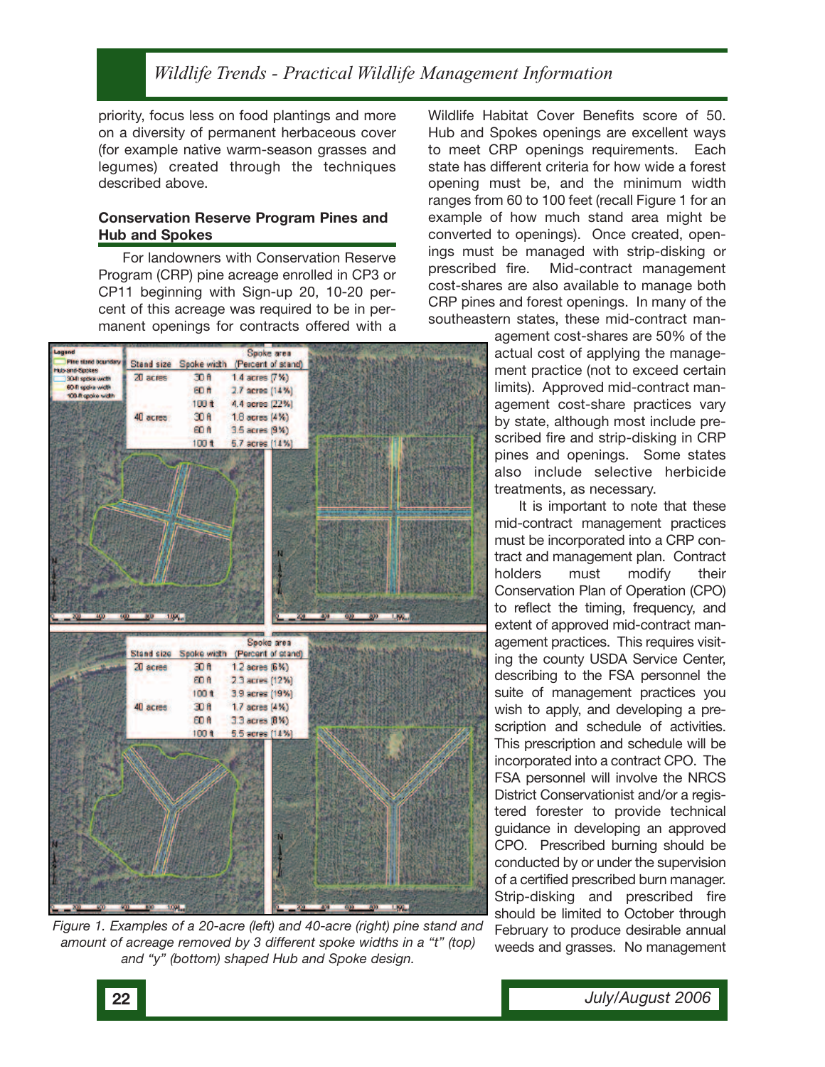priority, focus less on food plantings and more on a diversity of permanent herbaceous cover (for example native warm-season grasses and legumes) created through the techniques described above.

**Conservation Reserve Program Pines and Hub and Spokes**

For landowners with Conservation Reserve Program (CRP) pine acreage enrolled in CP3 or CP11 beginning with Sign-up 20, 10-20 percent of this acreage was required to be in permanent openings for contracts offered with a Wildlife Habitat Cover Benefits score of 50. Hub and Spokes openings are excellent ways to meet CRP openings requirements. Each state has different criteria for how wide a forest opening must be, and the minimum width ranges from 60 to 100 feet (recall Figure 1 for an example of how much stand area might be converted to openings). Once created, openings must be managed with strip-disking or prescribed fire. Mid-contract management cost-shares are also available to manage both CRP pines and forest openings. In many of the southeastern states, these mid-contract management cost-shares are 50% of the actual cost of applying the management practice (not to exceed certain limits). Approved mid-contract management cost-share practices vary by state, although most include prescribed fire and strip-disking in CRP pines and openings. Some states also include selective herbicide treatments, as necessary.

It is important to note that these mid-contract management practices must be incorporated into a CRP contract and management plan. Contract holders must modify their Conservation Plan of Operation (CPO) to reflect the timing, frequency, and extent of approved mid-contract management practices. This requires visiting the county USDA Service Center, describing to the FSA personnel the suite of management practices you wish to apply, and developing a prescription and schedule of activities. This prescription and schedule will be incorporated into a contract CPO. The FSA personnel will involve the NRCS District Conservationist and/or a registered forester to provide technical guidance in developing an approved CPO. Prescribed burning should be conducted by or under the supervision of a certified prescribed burn manager. Strip-disking and prescribed fire should be limited to October through February to produce desirable annual weeds and grasses. No management

| Stand size | Spoke width | Spoke area (Percent of stand) |
|---|---|---|
| 20 acres | 30 ft | 1.4 acres (7%) |
| | 60 ft | 2.7 acres (14%) |
| | 100 ft | 4.4 acres (22%) |
| 40 acres | 30 ft | 1.8 acres (4%) |
| | 60 ft | 3.5 acres (9%) |
| | 100 ft | 5.7 acres (14%) |

| Stand size | Spoke width | Spoke area (Percent of stand) |
|---|---|---|
| 20 acres | 30 ft | 1.2 acres (6%) |
| | 60 ft | 2.3 acres (12%) |
| | 100 ft | 3.9 acres (19%) |
| 40 acres | 30 ft | 1.7 acres (4%) |
| | 60 ft | 3.3 acres (8%) |
| | 100 ft | 5.5 acres (14%) |

*Figure 1. Examples of a 20-acre (left) and 40-acre (right) pine stand and amount of acreage removed by 3 different spoke widths in a "t" (top) and "y" (bottom) shaped Hub and Spoke design.*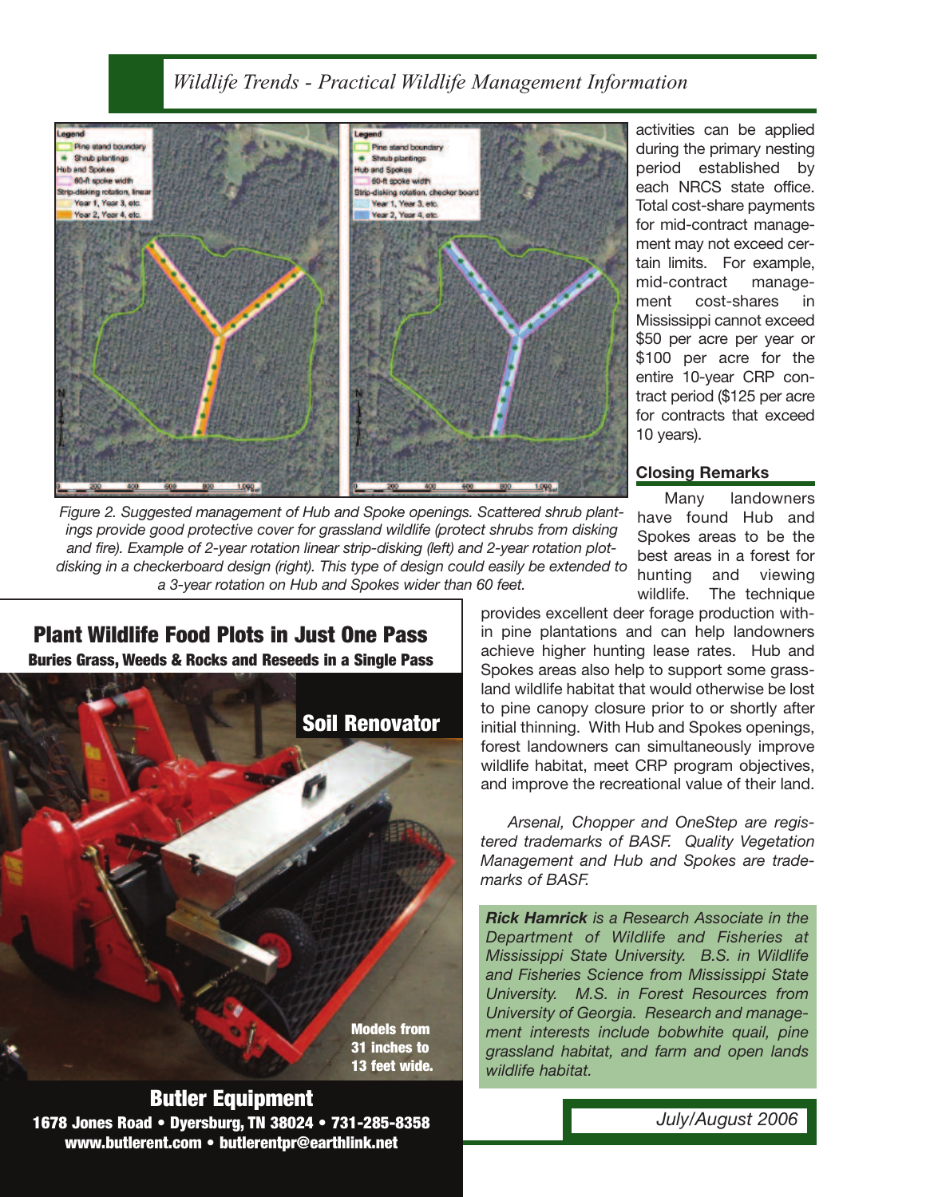activities can be applied during the primary nesting period established by each NRCS state office. Total cost-share payments for mid-contract management may not exceed certain limits. For example, mid-contract management cost-shares in Mississippi cannot exceed $50 per acre per year or $100 per acre for the entire 10-year CRP contract period ($125 per acre for contracts that exceed 10 years).

Legend
Pine stand boundary
Shrub plantings
Hub and Spokes
60-ft spoke width
Strip-disking rotation, linear
Year 1, Year 3, etc.
Year 2, Year 4, etc.

Legend
Pine stand boundary
Shrub plantings
Hub and Spokes
60-ft spoke width
Strip-disking rotation, checker board
Year 1, Year 3, etc.
Year 2, Year 4, etc.

*Figure 2. Suggested management of Hub and Spoke openings. Scattered shrub plantings provide good protective cover for grassland wildlife (protect shrubs from disking and fire). Example of 2-year rotation linear strip-disking (left) and 2-year rotation plot-disking in a checkerboard design (right). This type of design could easily be extended to a 3-year rotation on Hub and Spokes wider than 60 feet.*

## Closing Remarks

Many landowners have found Hub and Spokes areas to be the best areas in a forest for hunting and viewing wildlife. The technique provides excellent deer forage production within pine plantations and can help landowners achieve higher hunting lease rates. Hub and Spokes areas also help to support some grassland wildlife habitat that would otherwise be lost to pine canopy closure prior to or shortly after initial thinning. With Hub and Spokes openings, forest landowners can simultaneously improve wildlife habitat, meet CRP program objectives, and improve the recreational value of their land.

*Arsenal, Chopper and OneStep are registered trademarks of BASF. Quality Vegetation Management and Hub and Spokes are trademarks of BASF.*

***Rick Hamrick** is a Research Associate in the Department of Wildlife and Fisheries at Mississippi State University. B.S. in Wildlife and Fisheries Science from Mississippi State University. M.S. in Forest Resources from University of Georgia. Research and management interests include bobwhite quail, pine grassland habitat, and farm and open lands wildlife habitat.*

**Plant Wildlife Food Plots in Just One Pass**

**Buries Grass, Weeds & Rocks and Reseeds in a Single Pass**

**Soil Renovator**

**Models from 31 inches to 13 feet wide.**

**Butler Equipment**

**1678 Jones Road • Dyersburg, TN 38024 • 731-285-8358**

**www.butlerent.com • butlerentpr@earthlink.net**